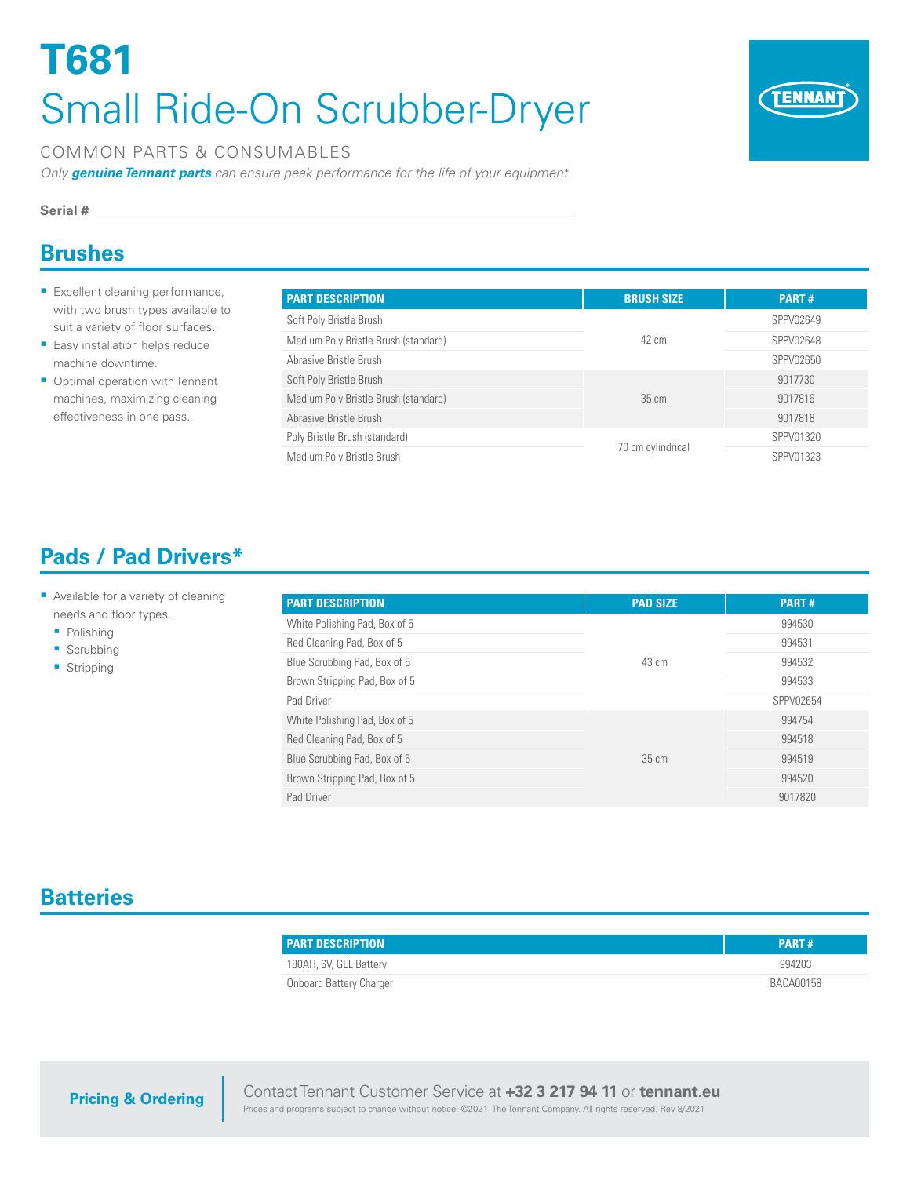# T681

# Small Ride-On Scrubber-Dryer

COMMON PARTS & CONSUMABLES

*Only **genuine Tennant parts** can ensure peak performance for the life of your equipment.*

**Serial #** ____________________________________________

## Brushes

- Excellent cleaning performance, with two brush types available to suit a variety of floor surfaces.
- Easy installation helps reduce machine downtime.
- Optimal operation with Tennant machines, maximizing cleaning effectiveness in one pass.

| PART DESCRIPTION | BRUSH SIZE | PART # |
|---|---|---|
| Soft Poly Bristle Brush | 42 cm | SPPV02649 |
| Medium Poly Bristle Brush (standard) | | SPPV02648 |
| Abrasive Bristle Brush | | SPPV02650 |
| Soft Poly Bristle Brush | 35 cm | 9017730 |
| Medium Poly Bristle Brush (standard) | | 9017816 |
| Abrasive Bristle Brush | | 9017818 |
| Poly Bristle Brush (standard) | 70 cm cylindrical | SPPV01320 |
| Medium Poly Bristle Brush | | SPPV01323 |

## Pads / Pad Drivers*

- Available for a variety of cleaning needs and floor types.
  - Polishing
  - Scrubbing
  - Stripping

| PART DESCRIPTION | PAD SIZE | PART # |
|---|---|---|
| White Polishing Pad, Box of 5 | 43 cm | 994530 |
| Red Cleaning Pad, Box of 5 | | 994531 |
| Blue Scrubbing Pad, Box of 5 | | 994532 |
| Brown Stripping Pad, Box of 5 | | 994533 |
| Pad Driver | | SPPV02654 |
| White Polishing Pad, Box of 5 | 35 cm | 994754 |
| Red Cleaning Pad, Box of 5 | | 994518 |
| Blue Scrubbing Pad, Box of 5 | | 994519 |
| Brown Stripping Pad, Box of 5 | | 994520 |
| Pad Driver | | 9017820 |

## Batteries

| PART DESCRIPTION | PART # |
|---|---|
| 180AH, 6V, GEL Battery | 994203 |
| Onboard Battery Charger | BACA00158 |

**Pricing & Ordering**

Contact Tennant Customer Service at **+32 3 217 94 11** or **tennant.eu**

Prices and programs subject to change without notice. ©2021 The Tennant Company. All rights reserved. Rev 8/2021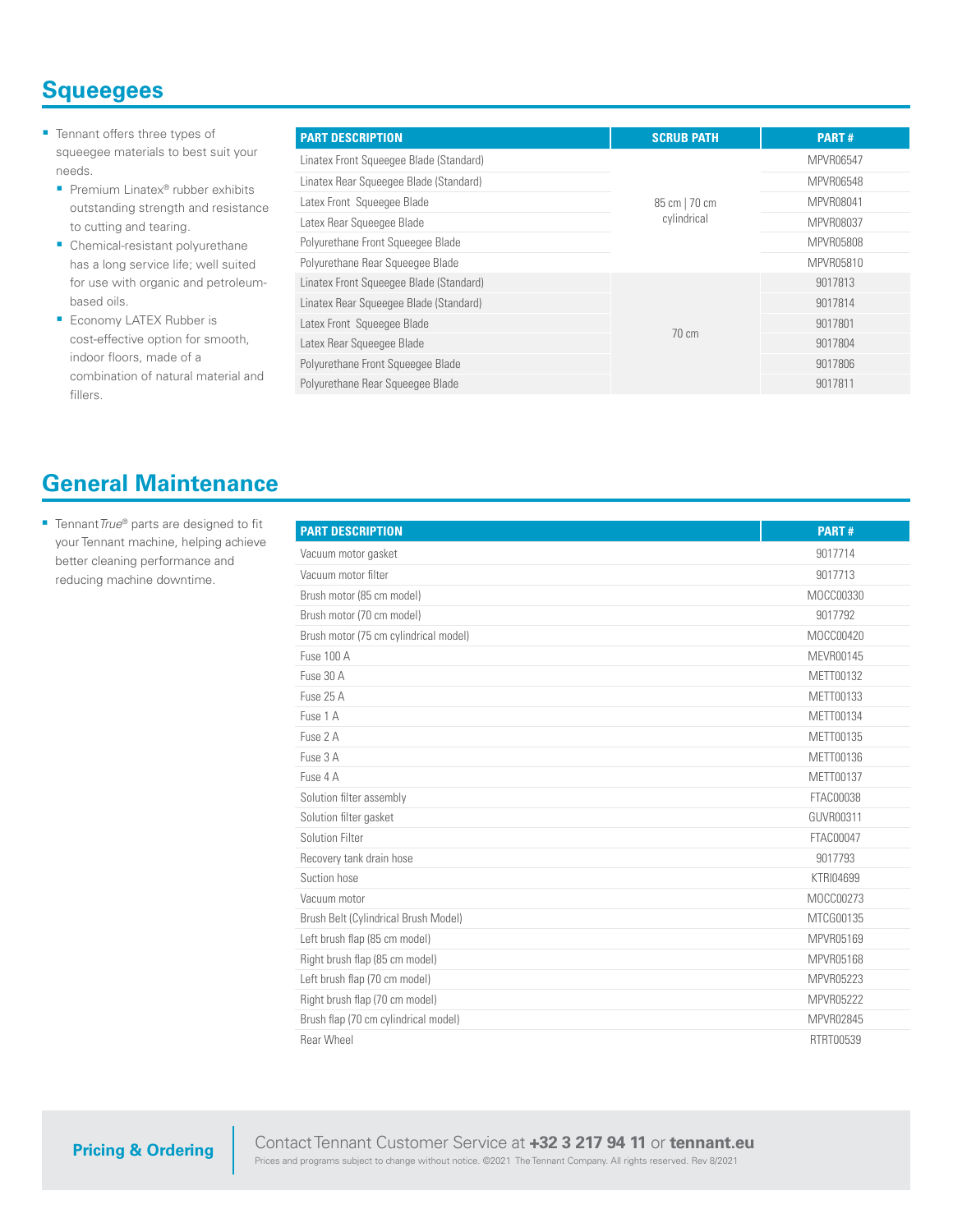## Squeegees

- Tennant offers three types of squeegee materials to best suit your needs.
  - Premium Linatex® rubber exhibits outstanding strength and resistance to cutting and tearing.
  - Chemical-resistant polyurethane has a long service life; well suited for use with organic and petroleum-based oils.
  - Economy LATEX Rubber is cost-effective option for smooth, indoor floors, made of a combination of natural material and fillers.

| PART DESCRIPTION | SCRUB PATH | PART # |
|---|---|---|
| Linatex Front Squeegee Blade (Standard) | 85 cm \| 70 cm cylindrical | MPVR06547 |
| Linatex Rear Squeegee Blade (Standard) | | MPVR06548 |
| Latex Front Squeegee Blade | | MPVR08041 |
| Latex Rear Squeegee Blade | | MPVR08037 |
| Polyurethane Front Squeegee Blade | | MPVR05808 |
| Polyurethane Rear Squeegee Blade | | MPVR05810 |
| Linatex Front Squeegee Blade (Standard) | 70 cm | 9017813 |
| Linatex Rear Squeegee Blade (Standard) | | 9017814 |
| Latex Front Squeegee Blade | | 9017801 |
| Latex Rear Squeegee Blade | | 9017804 |
| Polyurethane Front Squeegee Blade | | 9017806 |
| Polyurethane Rear Squeegee Blade | | 9017811 |

## General Maintenance

- Tennant *True*® parts are designed to fit your Tennant machine, helping achieve better cleaning performance and reducing machine downtime.

| PART DESCRIPTION | PART # |
|---|---|
| Vacuum motor gasket | 9017714 |
| Vacuum motor filter | 9017713 |
| Brush motor (85 cm model) | MOCC00330 |
| Brush motor (70 cm model) | 9017792 |
| Brush motor (75 cm cylindrical model) | MOCC00420 |
| Fuse 100 A | MEVR00145 |
| Fuse 30 A | METT00132 |
| Fuse 25 A | METT00133 |
| Fuse 1 A | METT00134 |
| Fuse 2 A | METT00135 |
| Fuse 3 A | METT00136 |
| Fuse 4 A | METT00137 |
| Solution filter assembly | FTAC00038 |
| Solution filter gasket | GUVR00311 |
| Solution Filter | FTAC00047 |
| Recovery tank drain hose | 9017793 |
| Suction hose | KTRI04699 |
| Vacuum motor | MOCC00273 |
| Brush Belt (Cylindrical Brush Model) | MTCG00135 |
| Left brush flap (85 cm model) | MPVR05169 |
| Right brush flap (85 cm model) | MPVR05168 |
| Left brush flap (70 cm model) | MPVR05223 |
| Right brush flap (70 cm model) | MPVR05222 |
| Brush flap (70 cm cylindrical model) | MPVR02845 |
| Rear Wheel | RTRT00539 |

**Pricing & Ordering**

Contact Tennant Customer Service at **+32 3 217 94 11** or **tennant.eu**

Prices and programs subject to change without notice. ©2021 The Tennant Company. All rights reserved. Rev 8/2021